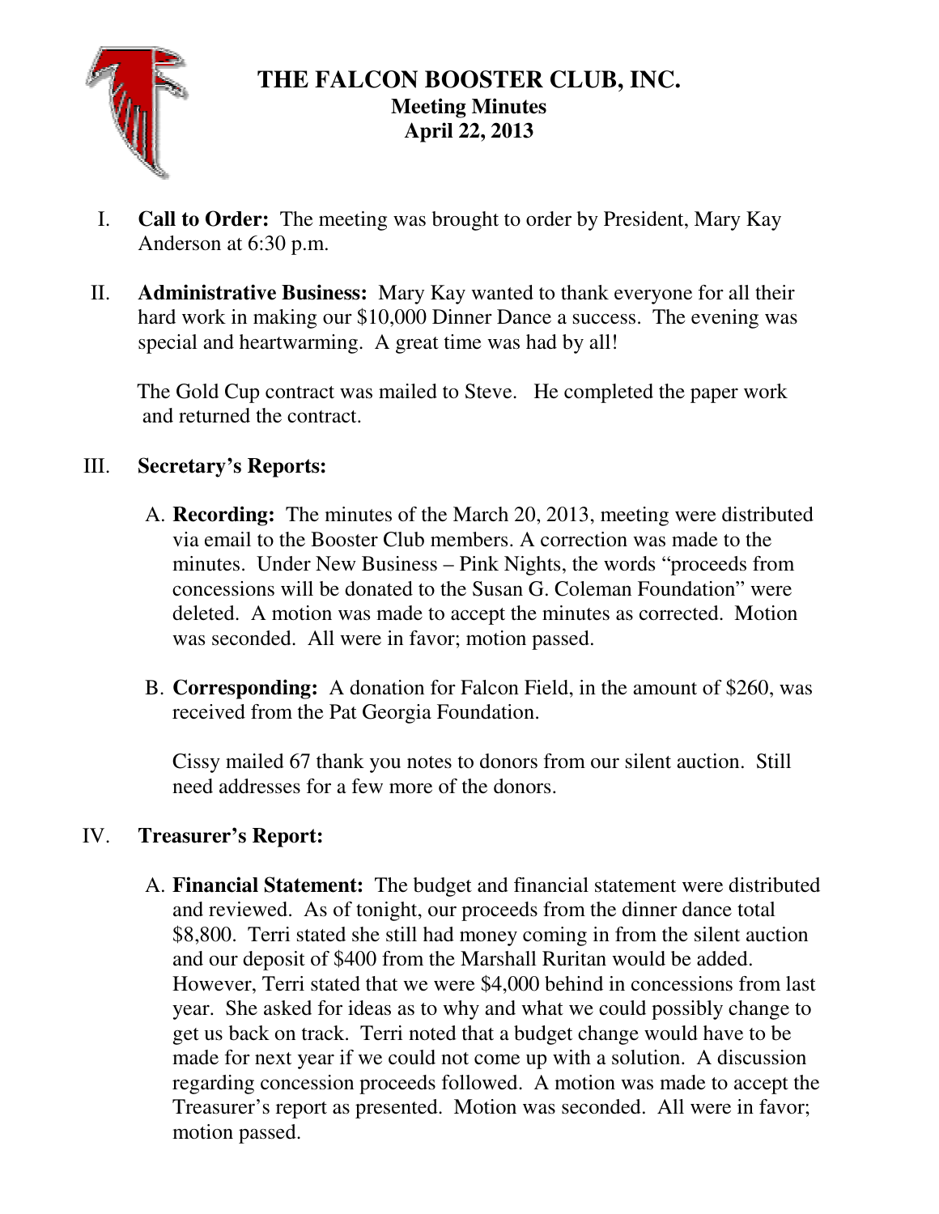# THE FALCON BOOSTER CLUB, INC.

## Meeting Minutes

## April 22, 2013

I. **Call to Order:** The meeting was brought to order by President, Mary Kay Anderson at 6:30 p.m.

II. **Administrative Business:** Mary Kay wanted to thank everyone for all their hard work in making our $10,000 Dinner Dance a success. The evening was special and heartwarming. A great time was had by all!

The Gold Cup contract was mailed to Steve. He completed the paper work and returned the contract.

III. **Secretary's Reports:**

A. **Recording:** The minutes of the March 20, 2013, meeting were distributed via email to the Booster Club members. A correction was made to the minutes. Under New Business – Pink Nights, the words "proceeds from concessions will be donated to the Susan G. Coleman Foundation" were deleted. A motion was made to accept the minutes as corrected. Motion was seconded. All were in favor; motion passed.

B. **Corresponding:** A donation for Falcon Field, in the amount of $260, was received from the Pat Georgia Foundation.

Cissy mailed 67 thank you notes to donors from our silent auction. Still need addresses for a few more of the donors.

IV. **Treasurer's Report:**

A. **Financial Statement:** The budget and financial statement were distributed and reviewed. As of tonight, our proceeds from the dinner dance total $8,800. Terri stated she still had money coming in from the silent auction and our deposit of $400 from the Marshall Ruritan would be added. However, Terri stated that we were $4,000 behind in concessions from last year. She asked for ideas as to why and what we could possibly change to get us back on track. Terri noted that a budget change would have to be made for next year if we could not come up with a solution. A discussion regarding concession proceeds followed. A motion was made to accept the Treasurer's report as presented. Motion was seconded. All were in favor; motion passed.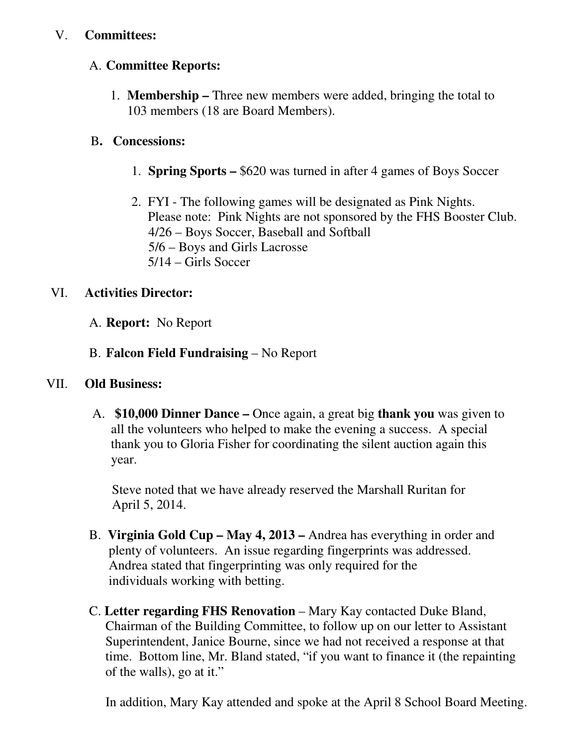## V. Committees:

### A. Committee Reports:

1. **Membership –** Three new members were added, bringing the total to 103 members (18 are Board Members).

### B. Concessions:

1. **Spring Sports –** $620 was turned in after 4 games of Boys Soccer

2. FYI - The following games will be designated as Pink Nights.
   Please note: Pink Nights are not sponsored by the FHS Booster Club.
   4/26 – Boys Soccer, Baseball and Softball
   5/6 – Boys and Girls Lacrosse
   5/14 – Girls Soccer

## VI. Activities Director:

A. **Report:** No Report

B. **Falcon Field Fundraising** – No Report

## VII. Old Business:

A. **$10,000 Dinner Dance –** Once again, a great big **thank you** was given to all the volunteers who helped to make the evening a success. A special thank you to Gloria Fisher for coordinating the silent auction again this year.

Steve noted that we have already reserved the Marshall Ruritan for April 5, 2014.

B. **Virginia Gold Cup – May 4, 2013 –** Andrea has everything in order and plenty of volunteers. An issue regarding fingerprints was addressed. Andrea stated that fingerprinting was only required for the individuals working with betting.

C. **Letter regarding FHS Renovation** – Mary Kay contacted Duke Bland, Chairman of the Building Committee, to follow up on our letter to Assistant Superintendent, Janice Bourne, since we had not received a response at that time. Bottom line, Mr. Bland stated, "if you want to finance it (the repainting of the walls), go at it."

In addition, Mary Kay attended and spoke at the April 8 School Board Meeting.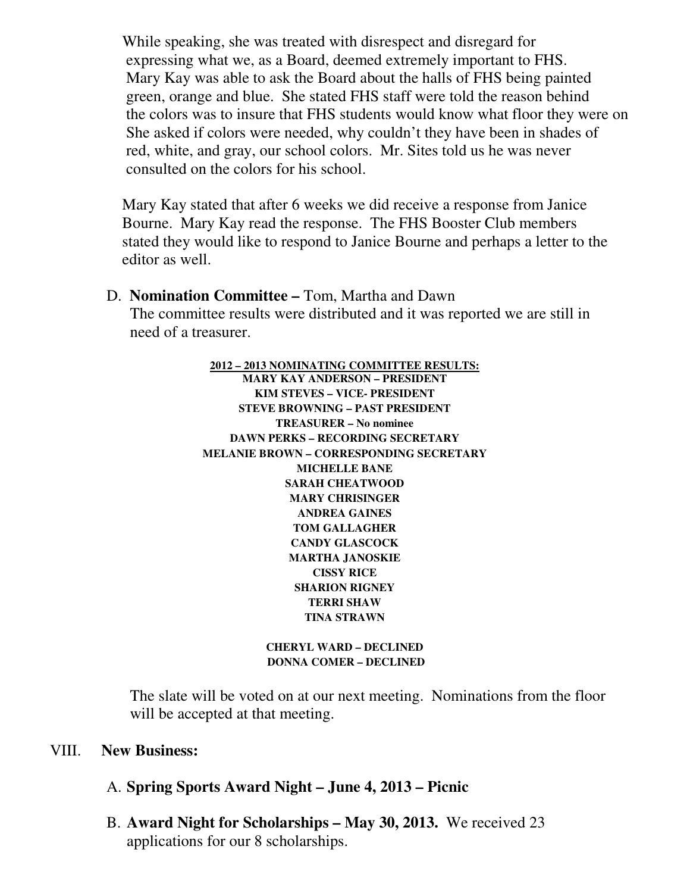While speaking, she was treated with disrespect and disregard for expressing what we, as a Board, deemed extremely important to FHS. Mary Kay was able to ask the Board about the halls of FHS being painted green, orange and blue. She stated FHS staff were told the reason behind the colors was to insure that FHS students would know what floor they were on She asked if colors were needed, why couldn't they have been in shades of red, white, and gray, our school colors. Mr. Sites told us he was never consulted on the colors for his school.

Mary Kay stated that after 6 weeks we did receive a response from Janice Bourne. Mary Kay read the response. The FHS Booster Club members stated they would like to respond to Janice Bourne and perhaps a letter to the editor as well.

D. **Nomination Committee –** Tom, Martha and Dawn
The committee results were distributed and it was reported we are still in need of a treasurer.

**<u>2012 – 2013 NOMINATING COMMITTEE RESULTS:</u>**
**MARY KAY ANDERSON – PRESIDENT**
**KIM STEVES – VICE- PRESIDENT**
**STEVE BROWNING – PAST PRESIDENT**
**TREASURER – No nominee**
**DAWN PERKS – RECORDING SECRETARY**
**MELANIE BROWN – CORRESPONDING SECRETARY**
**MICHELLE BANE**
**SARAH CHEATWOOD**
**MARY CHRISINGER**
**ANDREA GAINES**
**TOM GALLAGHER**
**CANDY GLASCOCK**
**MARTHA JANOSKIE**
**CISSY RICE**
**SHARION RIGNEY**
**TERRI SHAW**
**TINA STRAWN**

**CHERYL WARD – DECLINED**
**DONNA COMER – DECLINED**

The slate will be voted on at our next meeting. Nominations from the floor will be accepted at that meeting.

## VIII. New Business:

A. **Spring Sports Award Night – June 4, 2013 – Picnic**

B. **Award Night for Scholarships – May 30, 2013.** We received 23 applications for our 8 scholarships.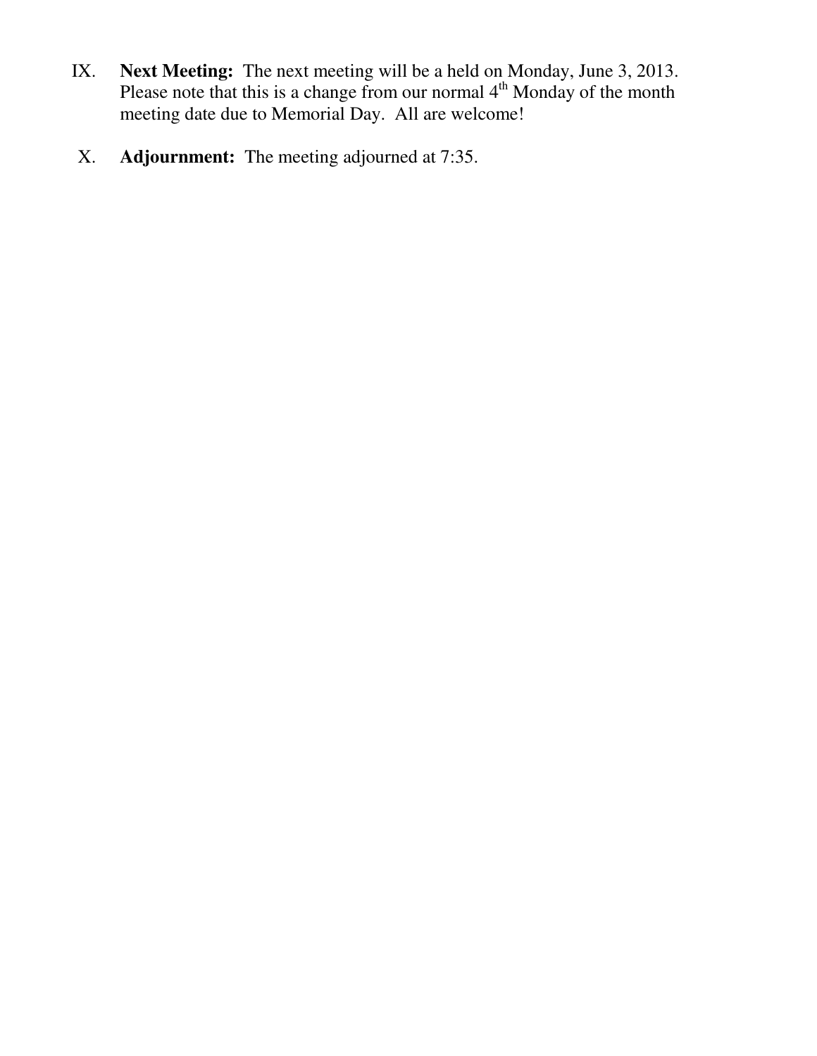IX. **Next Meeting:** The next meeting will be a held on Monday, June 3, 2013. Please note that this is a change from our normal 4th Monday of the month meeting date due to Memorial Day. All are welcome!

X. **Adjournment:** The meeting adjourned at 7:35.